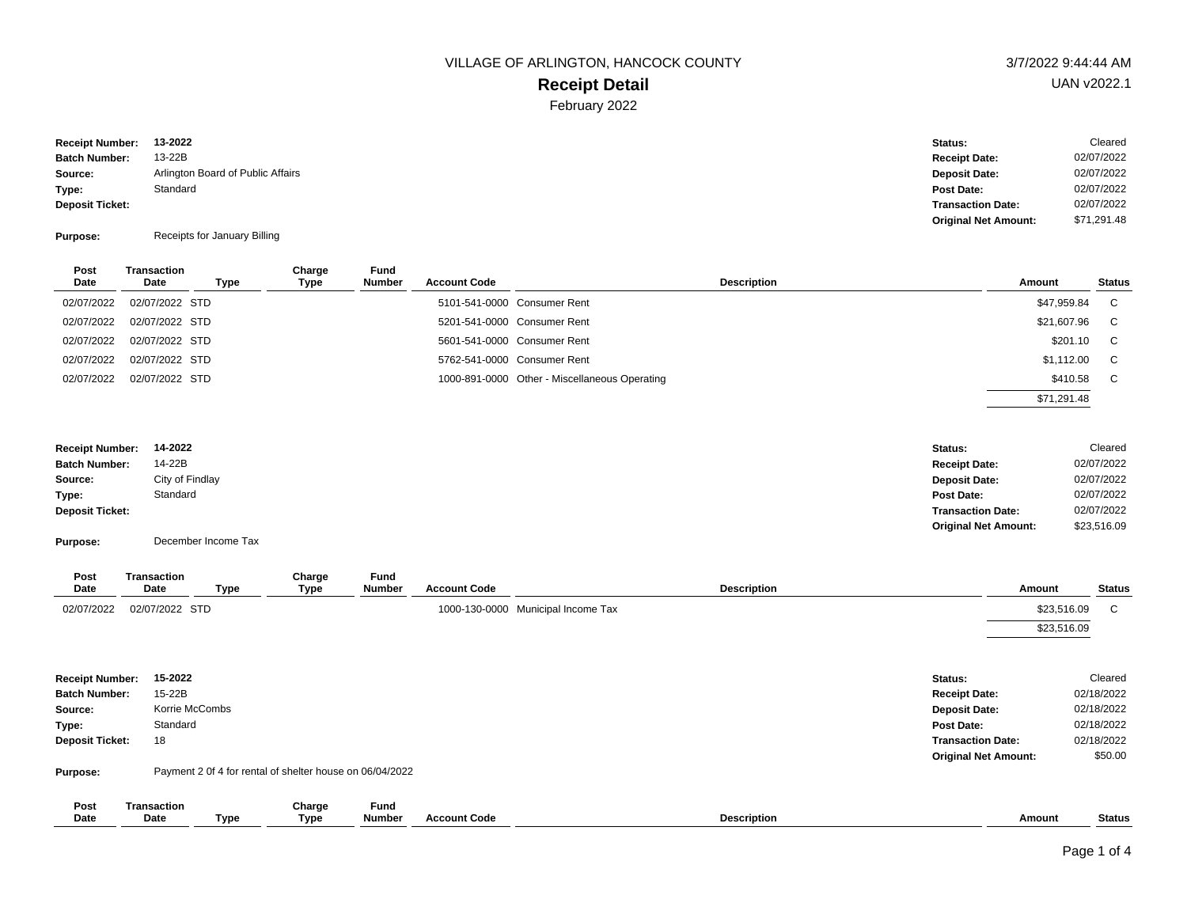VILLAGE OF ARLINGTON, HANCOCK COUNTY

3/7/2022 9:44:44 AM

# Receipt Detail

UAN v2022.1

February 2022

**Receipt Number:** 13-2022
**Batch Number:** 13-22B
**Source:** Arlington Board of Public Affairs
**Type:** Standard
**Deposit Ticket:**

**Purpose:** Receipts for January Billing

**Status:** Cleared
**Receipt Date:** 02/07/2022
**Deposit Date:** 02/07/2022
**Post Date:** 02/07/2022
**Transaction Date:** 02/07/2022
**Original Net Amount:** $71,291.48

| Post Date | Transaction Date | Type | Charge Type | Fund Number | Account Code | Description | Amount | Status |
|---|---|---|---|---|---|---|---|---|
| 02/07/2022 | 02/07/2022 | STD | | | 5101-541-0000 | Consumer Rent | $47,959.84 | C |
| 02/07/2022 | 02/07/2022 | STD | | | 5201-541-0000 | Consumer Rent | $21,607.96 | C |
| 02/07/2022 | 02/07/2022 | STD | | | 5601-541-0000 | Consumer Rent | $201.10 | C |
| 02/07/2022 | 02/07/2022 | STD | | | 5762-541-0000 | Consumer Rent | $1,112.00 | C |
| 02/07/2022 | 02/07/2022 | STD | | | 1000-891-0000 | Other - Miscellaneous Operating | $410.58 | C |
| | | | | | | | $71,291.48 | |

**Receipt Number:** 14-2022
**Batch Number:** 14-22B
**Source:** City of Findlay
**Type:** Standard
**Deposit Ticket:**

**Purpose:** December Income Tax

**Status:** Cleared
**Receipt Date:** 02/07/2022
**Deposit Date:** 02/07/2022
**Post Date:** 02/07/2022
**Transaction Date:** 02/07/2022
**Original Net Amount:** $23,516.09

| Post Date | Transaction Date | Type | Charge Type | Fund Number | Account Code | Description | Amount | Status |
|---|---|---|---|---|---|---|---|---|
| 02/07/2022 | 02/07/2022 | STD | | | 1000-130-0000 | Municipal Income Tax | $23,516.09 | C |
| | | | | | | | $23,516.09 | |

**Receipt Number:** 15-2022
**Batch Number:** 15-22B
**Source:** Korrie McCombs
**Type:** Standard
**Deposit Ticket:** 18

**Purpose:** Payment 2 0f 4 for rental of shelter house on 06/04/2022

**Status:** Cleared
**Receipt Date:** 02/18/2022
**Deposit Date:** 02/18/2022
**Post Date:** 02/18/2022
**Transaction Date:** 02/18/2022
**Original Net Amount:** $50.00

| Post Date | Transaction Date | Type | Charge Type | Fund Number | Account Code | Description | Amount | Status |
|---|---|---|---|---|---|---|---|---|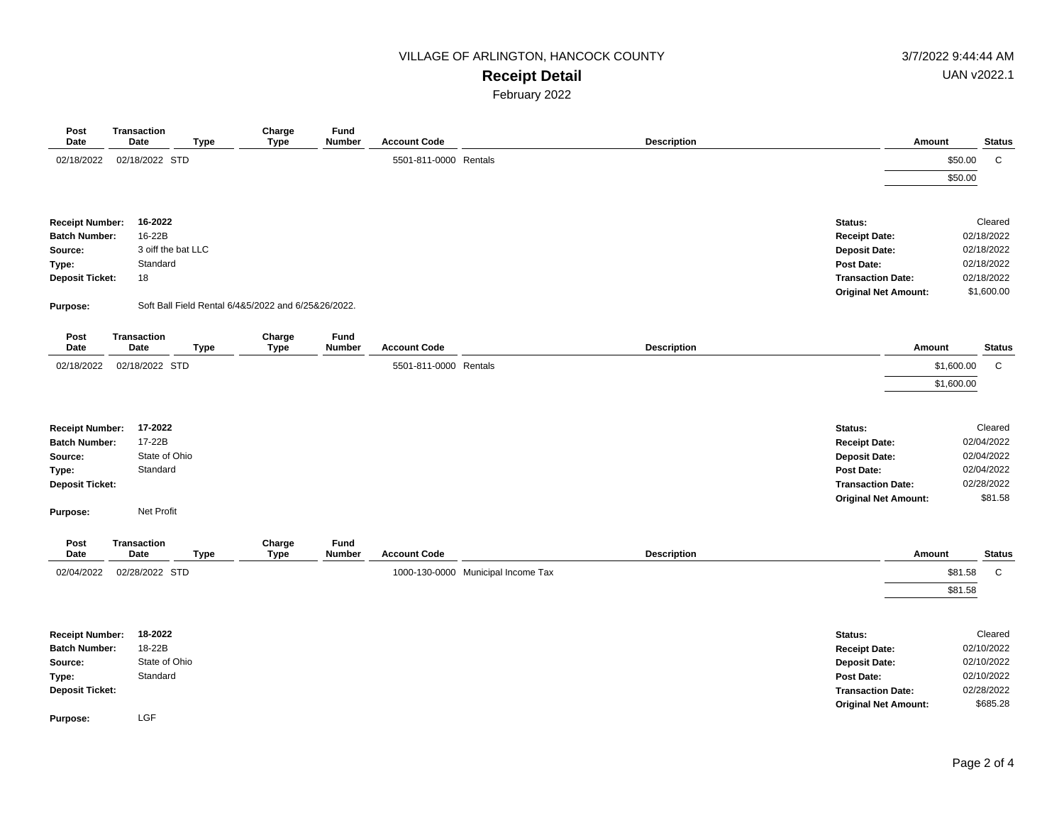| Post Date | Transaction Date | Type | Charge Type | Fund Number | Account Code | Description | Amount | Status |
|---|---|---|---|---|---|---|---|---|
| 02/18/2022 | 02/18/2022 | STD | | | 5501-811-0000 | Rentals | $50.00 | C |
| | | | | | | | $50.00 | |

**Receipt Number:** 16-2022
**Batch Number:** 16-22B
**Source:** 3 oiff the bat LLC
**Type:** Standard
**Deposit Ticket:** 18

**Status:** Cleared
**Receipt Date:** 02/18/2022
**Deposit Date:** 02/18/2022
**Post Date:** 02/18/2022
**Transaction Date:** 02/18/2022
**Original Net Amount:** $1,600.00

**Purpose:** Soft Ball Field Rental 6/4&5/2022 and 6/25&26/2022.

| Post Date | Transaction Date | Type | Charge Type | Fund Number | Account Code | Description | Amount | Status |
|---|---|---|---|---|---|---|---|---|
| 02/18/2022 | 02/18/2022 | STD | | | 5501-811-0000 | Rentals | $1,600.00 | C |
| | | | | | | | $1,600.00 | |

**Receipt Number:** 17-2022
**Batch Number:** 17-22B
**Source:** State of Ohio
**Type:** Standard
**Deposit Ticket:**

**Status:** Cleared
**Receipt Date:** 02/04/2022
**Deposit Date:** 02/04/2022
**Post Date:** 02/04/2022
**Transaction Date:** 02/28/2022
**Original Net Amount:** $81.58

**Purpose:** Net Profit

| Post Date | Transaction Date | Type | Charge Type | Fund Number | Account Code | Description | Amount | Status |
|---|---|---|---|---|---|---|---|---|
| 02/04/2022 | 02/28/2022 | STD | | | 1000-130-0000 | Municipal Income Tax | $81.58 | C |
| | | | | | | | $81.58 | |

**Receipt Number:** 18-2022
**Batch Number:** 18-22B
**Source:** State of Ohio
**Type:** Standard
**Deposit Ticket:**

**Status:** Cleared
**Receipt Date:** 02/10/2022
**Deposit Date:** 02/10/2022
**Post Date:** 02/10/2022
**Transaction Date:** 02/28/2022
**Original Net Amount:** $685.28

**Purpose:** LGF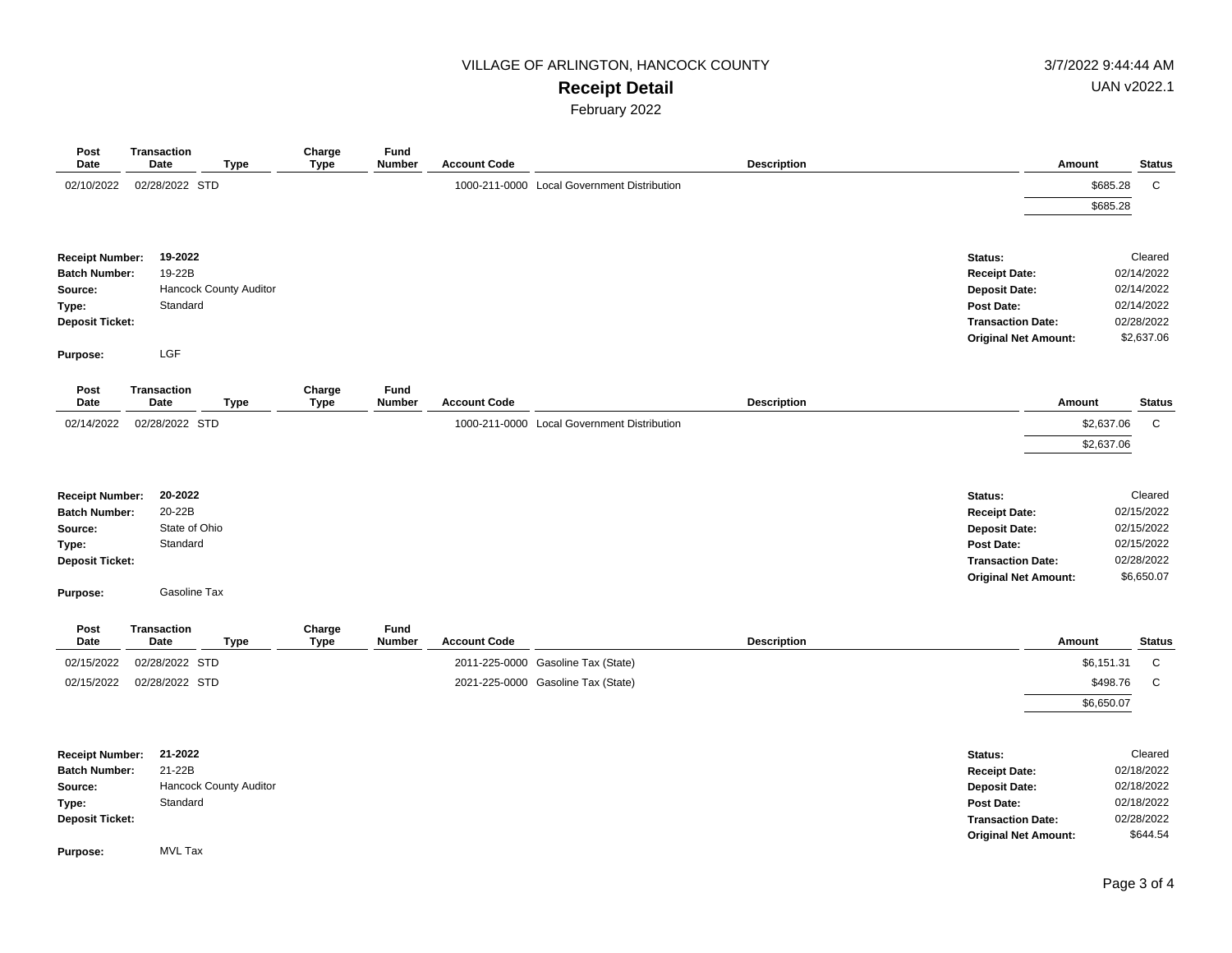VILLAGE OF ARLINGTON, HANCOCK COUNTY

**Receipt Detail**

February 2022

| Post Date | Transaction Date | Type | Charge Type | Fund Number | Account Code | Description | Amount | Status |
|---|---|---|---|---|---|---|---|---|
| 02/10/2022 | 02/28/2022 | STD | | | 1000-211-0000 | Local Government Distribution | $685.28 | C |
| | | | | | | | $685.28 | |

**Receipt Number:** **19-2022**
**Batch Number:** 19-22B
**Source:** Hancock County Auditor
**Type:** Standard
**Deposit Ticket:**
**Purpose:** LGF

**Status:** Cleared
**Receipt Date:** 02/14/2022
**Deposit Date:** 02/14/2022
**Post Date:** 02/14/2022
**Transaction Date:** 02/28/2022
**Original Net Amount:** $2,637.06

| Post Date | Transaction Date | Type | Charge Type | Fund Number | Account Code | Description | Amount | Status |
|---|---|---|---|---|---|---|---|---|
| 02/14/2022 | 02/28/2022 | STD | | | 1000-211-0000 | Local Government Distribution | $2,637.06 | C |
| | | | | | | | $2,637.06 | |

**Receipt Number:** **20-2022**
**Batch Number:** 20-22B
**Source:** State of Ohio
**Type:** Standard
**Deposit Ticket:**
**Purpose:** Gasoline Tax

**Status:** Cleared
**Receipt Date:** 02/15/2022
**Deposit Date:** 02/15/2022
**Post Date:** 02/15/2022
**Transaction Date:** 02/28/2022
**Original Net Amount:** $6,650.07

| Post Date | Transaction Date | Type | Charge Type | Fund Number | Account Code | Description | Amount | Status |
|---|---|---|---|---|---|---|---|---|
| 02/15/2022 | 02/28/2022 | STD | | | 2011-225-0000 | Gasoline Tax (State) | $6,151.31 | C |
| 02/15/2022 | 02/28/2022 | STD | | | 2021-225-0000 | Gasoline Tax (State) | $498.76 | C |
| | | | | | | | $6,650.07 | |

**Receipt Number:** **21-2022**
**Batch Number:** 21-22B
**Source:** Hancock County Auditor
**Type:** Standard
**Deposit Ticket:**
**Purpose:** MVL Tax

**Status:** Cleared
**Receipt Date:** 02/18/2022
**Deposit Date:** 02/18/2022
**Post Date:** 02/18/2022
**Transaction Date:** 02/28/2022
**Original Net Amount:** $644.54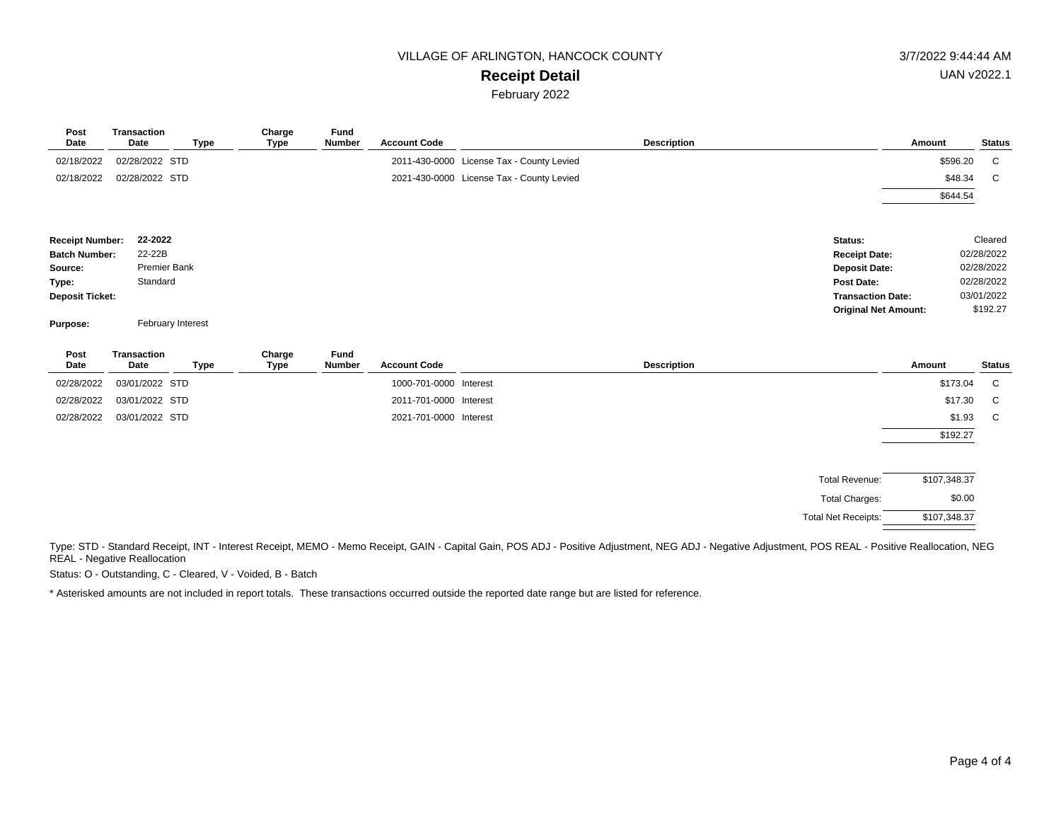VILLAGE OF ARLINGTON, HANCOCK COUNTY

3/7/2022 9:44:44 AM

## Receipt Detail

UAN v2022.1

February 2022

| Post Date | Transaction Date | Type | Charge Type | Fund Number | Account Code | Description | Amount | Status |
|---|---|---|---|---|---|---|---|---|
| 02/18/2022 | 02/28/2022 | STD | | | 2011-430-0000 | License Tax - County Levied | $596.20 | C |
| 02/18/2022 | 02/28/2022 | STD | | | 2021-430-0000 | License Tax - County Levied | $48.34 | C |
| | | | | | | | $644.54 | |

**Receipt Number:** 22-2022
**Batch Number:** 22-22B
**Source:** Premier Bank
**Type:** Standard
**Deposit Ticket:**
**Purpose:** February Interest

**Status:** Cleared
**Receipt Date:** 02/28/2022
**Deposit Date:** 02/28/2022
**Post Date:** 02/28/2022
**Transaction Date:** 03/01/2022
**Original Net Amount:** $192.27

| Post Date | Transaction Date | Type | Charge Type | Fund Number | Account Code | Description | Amount | Status |
|---|---|---|---|---|---|---|---|---|
| 02/28/2022 | 03/01/2022 | STD | | | 1000-701-0000 | Interest | $173.04 | C |
| 02/28/2022 | 03/01/2022 | STD | | | 2011-701-0000 | Interest | $17.30 | C |
| 02/28/2022 | 03/01/2022 | STD | | | 2021-701-0000 | Interest | $1.93 | C |
| | | | | | | | $192.27 | |

| | |
|---|---|
| Total Revenue: | $107,348.37 |
| Total Charges: | $0.00 |
| Total Net Receipts: | $107,348.37 |

Type: STD - Standard Receipt, INT - Interest Receipt, MEMO - Memo Receipt, GAIN - Capital Gain, POS ADJ - Positive Adjustment, NEG ADJ - Negative Adjustment, POS REAL - Positive Reallocation, NEG REAL - Negative Reallocation

Status: O - Outstanding, C - Cleared, V - Voided, B - Batch

* Asterisked amounts are not included in report totals. These transactions occurred outside the reported date range but are listed for reference.